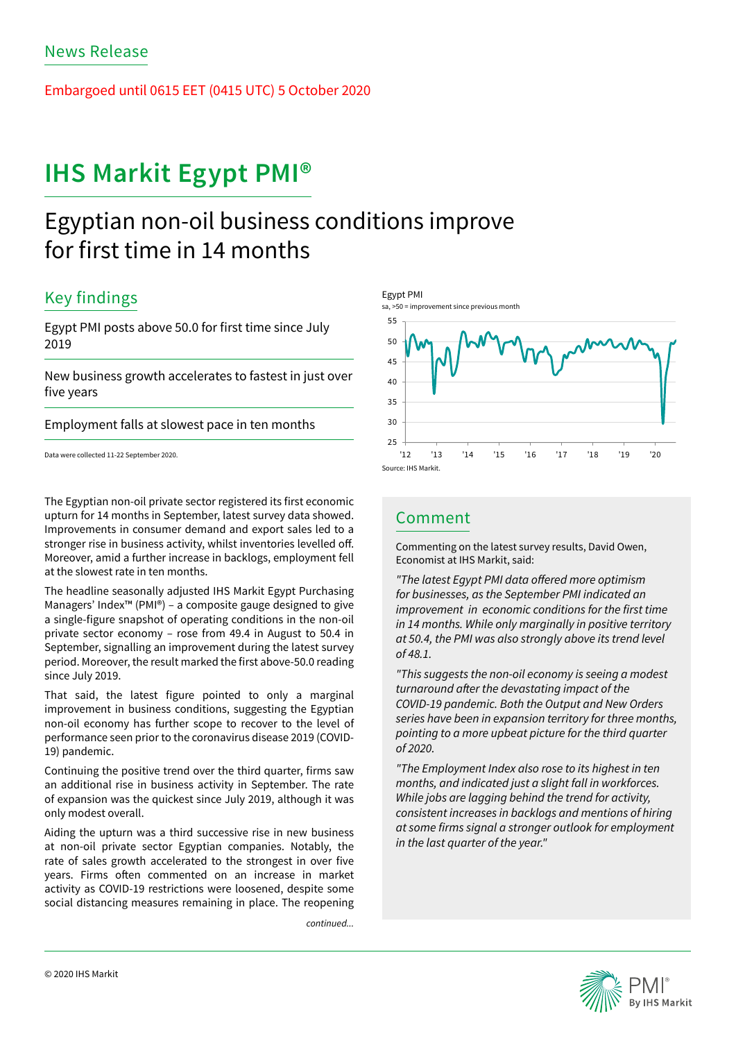News Release

Embargoed until 0615 EET (0415 UTC) 5 October 2020

# IHS Markit Egypt PMI®

## Egyptian non-oil business conditions improve for first time in 14 months

### Key findings

Egypt PMI posts above 50.0 for first time since July 2019

New business growth accelerates to fastest in just over five years

Employment falls at slowest pace in ten months

Data were collected 11-22 September 2020.

Egypt PMI
sa, >50 = improvement since previous month

Source: IHS Markit.

The Egyptian non-oil private sector registered its first economic upturn for 14 months in September, latest survey data showed. Improvements in consumer demand and export sales led to a stronger rise in business activity, whilst inventories levelled off. Moreover, amid a further increase in backlogs, employment fell at the slowest rate in ten months.

The headline seasonally adjusted IHS Markit Egypt Purchasing Managers' Index™ (PMI®) – a composite gauge designed to give a single-figure snapshot of operating conditions in the non-oil private sector economy – rose from 49.4 in August to 50.4 in September, signalling an improvement during the latest survey period. Moreover, the result marked the first above-50.0 reading since July 2019.

That said, the latest figure pointed to only a marginal improvement in business conditions, suggesting the Egyptian non-oil economy has further scope to recover to the level of performance seen prior to the coronavirus disease 2019 (COVID-19) pandemic.

Continuing the positive trend over the third quarter, firms saw an additional rise in business activity in September. The rate of expansion was the quickest since July 2019, although it was only modest overall.

Aiding the upturn was a third successive rise in new business at non-oil private sector Egyptian companies. Notably, the rate of sales growth accelerated to the strongest in over five years. Firms often commented on an increase in market activity as COVID-19 restrictions were loosened, despite some social distancing measures remaining in place. The reopening

*continued...*

### Comment

Commenting on the latest survey results, David Owen, Economist at IHS Markit, said:

*"The latest Egypt PMI data offered more optimism for businesses, as the September PMI indicated an improvement in economic conditions for the first time in 14 months. While only marginally in positive territory at 50.4, the PMI was also strongly above its trend level of 48.1.*

*"This suggests the non-oil economy is seeing a modest turnaround after the devastating impact of the COVID-19 pandemic. Both the Output and New Orders series have been in expansion territory for three months, pointing to a more upbeat picture for the third quarter of 2020.*

*"The Employment Index also rose to its highest in ten months, and indicated just a slight fall in workforces. While jobs are lagging behind the trend for activity, consistent increases in backlogs and mentions of hiring at some firms signal a stronger outlook for employment in the last quarter of the year."*

© 2020 IHS Markit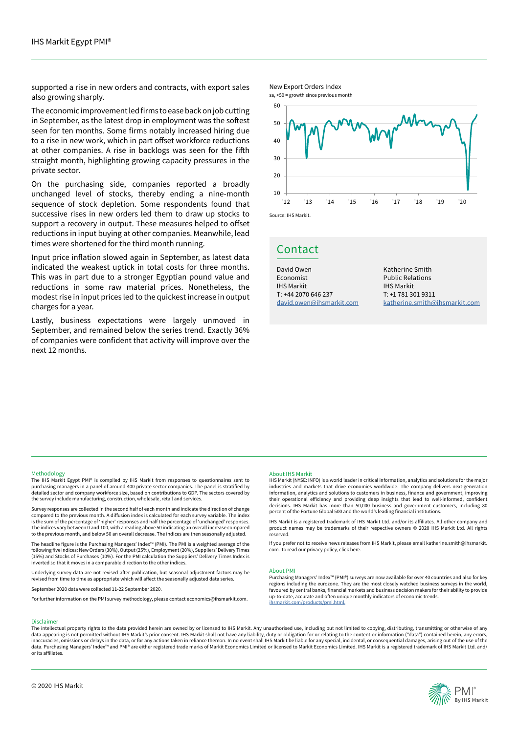supported a rise in new orders and contracts, with export sales also growing sharply.

The economic improvement led firms to ease back on job cutting in September, as the latest drop in employment was the softest seen for ten months. Some firms notably increased hiring due to a rise in new work, which in part offset workforce reductions at other companies. A rise in backlogs was seen for the fifth straight month, highlighting growing capacity pressures in the private sector.

On the purchasing side, companies reported a broadly unchanged level of stocks, thereby ending a nine-month sequence of stock depletion. Some respondents found that successive rises in new orders led them to draw up stocks to support a recovery in output. These measures helped to offset reductions in input buying at other companies. Meanwhile, lead times were shortened for the third month running.

Input price inflation slowed again in September, as latest data indicated the weakest uptick in total costs for three months. This was in part due to a stronger Egyptian pound value and reductions in some raw material prices. Nonetheless, the modest rise in input prices led to the quickest increase in output charges for a year.

Lastly, business expectations were largely unmoved in September, and remained below the series trend. Exactly 36% of companies were confident that activity will improve over the next 12 months.

New Export Orders Index
sa, >50 = growth since previous month

60
50
40
30
20
10
'12 '13 '14 '15 '16 '17 '18 '19 '20

Source: IHS Markit.

## Contact

David Owen
Economist
IHS Markit
T: +44 2070 646 237
david.owen@ihsmarkit.com

Katherine Smith
Public Relations
IHS Markit
T: +1 781 301 9311
katherine.smith@ihsmarkit.com

### Methodology

The IHS Markit Egypt PMI® is compiled by IHS Markit from responses to questionnaires sent to purchasing managers in a panel of around 400 private sector companies. The panel is stratified by detailed sector and company workforce size, based on contributions to GDP. The sectors covered by the survey include manufacturing, construction, wholesale, retail and services.

Survey responses are collected in the second half of each month and indicate the direction of change compared to the previous month. A diffusion index is calculated for each survey variable. The index is the sum of the percentage of 'higher' responses and half the percentage of 'unchanged' responses. The indices vary between 0 and 100, with a reading above 50 indicating an overall increase compared to the previous month, and below 50 an overall decrease. The indices are then seasonally adjusted.

The headline figure is the Purchasing Managers' Index™ (PMI). The PMI is a weighted average of the following five indices: New Orders (30%), Output (25%), Employment (20%), Suppliers' Delivery Times (15%) and Stocks of Purchases (10%). For the PMI calculation the Suppliers' Delivery Times Index is inverted so that it moves in a comparable direction to the other indices.

Underlying survey data are not revised after publication, but seasonal adjustment factors may be revised from time to time as appropriate which will affect the seasonally adjusted data series.

September 2020 data were collected 11-22 September 2020.

For further information on the PMI survey methodology, please contact economics@ihsmarkit.com.

### About IHS Markit

IHS Markit (NYSE: INFO) is a world leader in critical information, analytics and solutions for the major industries and markets that drive economies worldwide. The company delivers next-generation information, analytics and solutions to customers in business, finance and government, improving their operational efficiency and providing deep insights that lead to well-informed, confident decisions. IHS Markit has more than 50,000 business and government customers, including 80 percent of the Fortune Global 500 and the world's leading financial institutions.

IHS Markit is a registered trademark of IHS Markit Ltd. and/or its affiliates. All other company and product names may be trademarks of their respective owners © 2020 IHS Markit Ltd. All rights reserved.

If you prefer not to receive news releases from IHS Markit, please email katherine.smith@ihsmarkit.com. To read our privacy policy, click here.

### About PMI

Purchasing Managers' Index™ (PMI®) surveys are now available for over 40 countries and also for key regions including the eurozone. They are the most closely watched business surveys in the world, favoured by central banks, financial markets and business decision makers for their ability to provide up-to-date, accurate and often unique monthly indicators of economic trends.
ihsmarkit.com/products/pmi.html.

### Disclaimer

The intellectual property rights to the data provided herein are owned by or licensed to IHS Markit. Any unauthorised use, including but not limited to copying, distributing, transmitting or otherwise of any data appearing is not permitted without IHS Markit's prior consent. IHS Markit shall not have any liability, duty or obligation for or relating to the content or information ("data") contained herein, any errors, inaccuracies, omissions or delays in the data, or for any actions taken in reliance thereon. In no event shall IHS Markit be liable for any special, incidental, or consequential damages, arising out of the use of the data. Purchasing Managers' Index™ and PMI® are either registered trade marks of Markit Economics Limited or licensed to Markit Economics Limited. IHS Markit is a registered trademark of IHS Markit Ltd. and/or its affiliates.

© 2020 IHS Markit